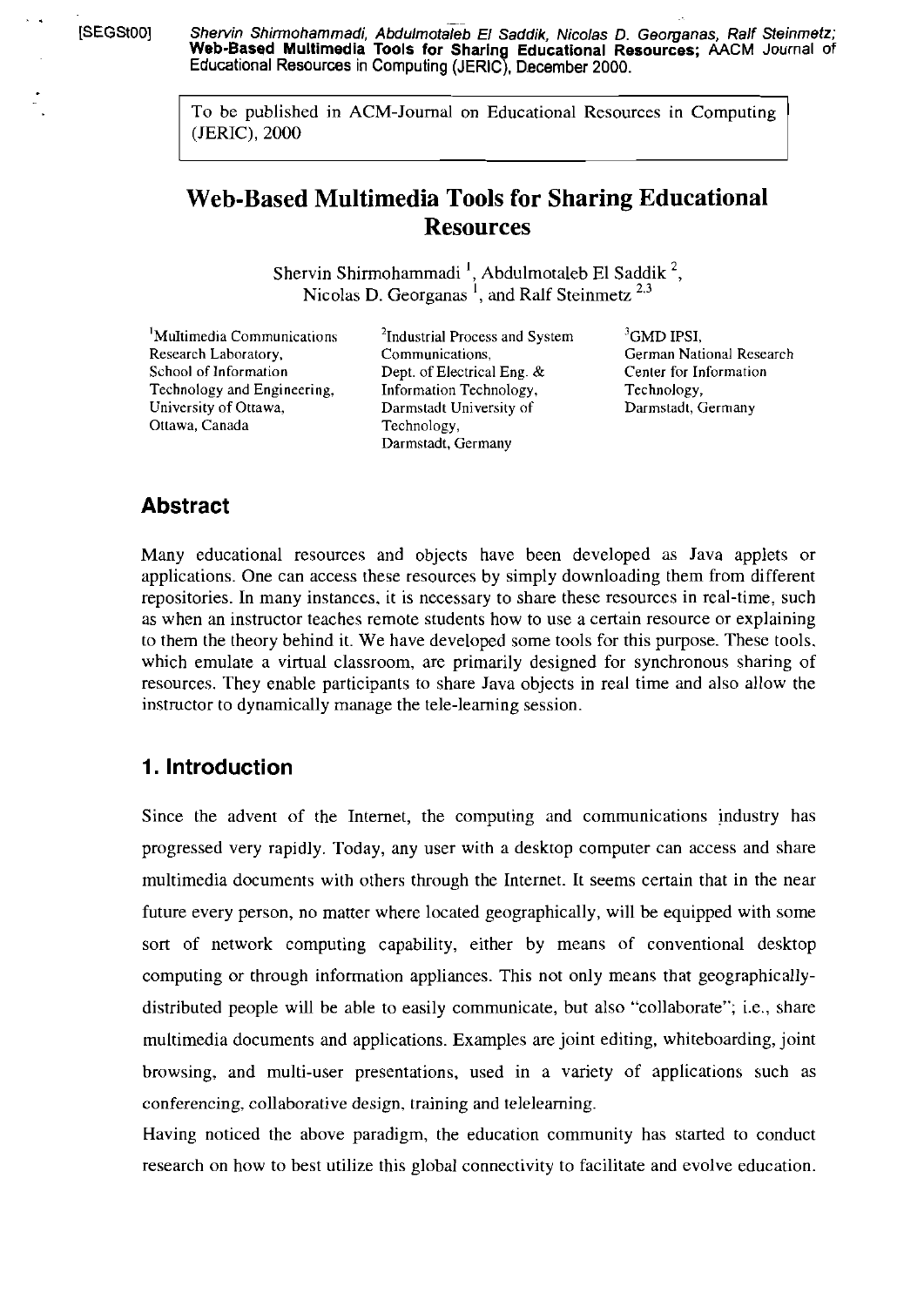[SEGSt00] *Shervin Shirmohammadi, Abdulmotaleb El Saddik, Nicolas D. Georganas, Ralf Steinmetz;* **Web-Based Multimedia Tools for Sharing Educational Resources;** AACM Journal of Educational Resources in Computing (JERIC), December 2000.

To be published in ACM-Journal on Educational Resources in Computing (JERIC), 2000

# Web-Based Multimedia Tools for Sharing Educational Resources

Shervin Shirmohammadi [1], Abdulmotaleb El Saddik [2], Nicolas D. Georganas [1], and Ralf Steinmetz [2,3]

[1]Multimedia Communications Research Laboratory, School of Information Technology and Engineering, University of Ottawa, Ottawa, Canada

[2]Industrial Process and System Communications, Dept. of Electrical Eng. & Information Technology, Darmstadt University of Technology, Darmstadt, Germany

[3]GMD IPSI, German National Research Center for Information Technology, Darmstadt, Germany

## Abstract

Many educational resources and objects have been developed as Java applets or applications. One can access these resources by simply downloading them from different repositories. In many instances, it is necessary to share these resources in real-time, such as when an instructor teaches remote students how to use a certain resource or explaining to them the theory behind it. We have developed some tools for this purpose. These tools, which emulate a virtual classroom, are primarily designed for synchronous sharing of resources. They enable participants to share Java objects in real time and also allow the instructor to dynamically manage the tele-learning session.

## 1. Introduction

Since the advent of the Internet, the computing and communications industry has progressed very rapidly. Today, any user with a desktop computer can access and share multimedia documents with others through the Internet. It seems certain that in the near future every person, no matter where located geographically, will be equipped with some sort of network computing capability, either by means of conventional desktop computing or through information appliances. This not only means that geographically-distributed people will be able to easily communicate, but also "collaborate"; i.e., share multimedia documents and applications. Examples are joint editing, whiteboarding, joint browsing, and multi-user presentations, used in a variety of applications such as conferencing, collaborative design, training and telelearning.

Having noticed the above paradigm, the education community has started to conduct research on how to best utilize this global connectivity to facilitate and evolve education.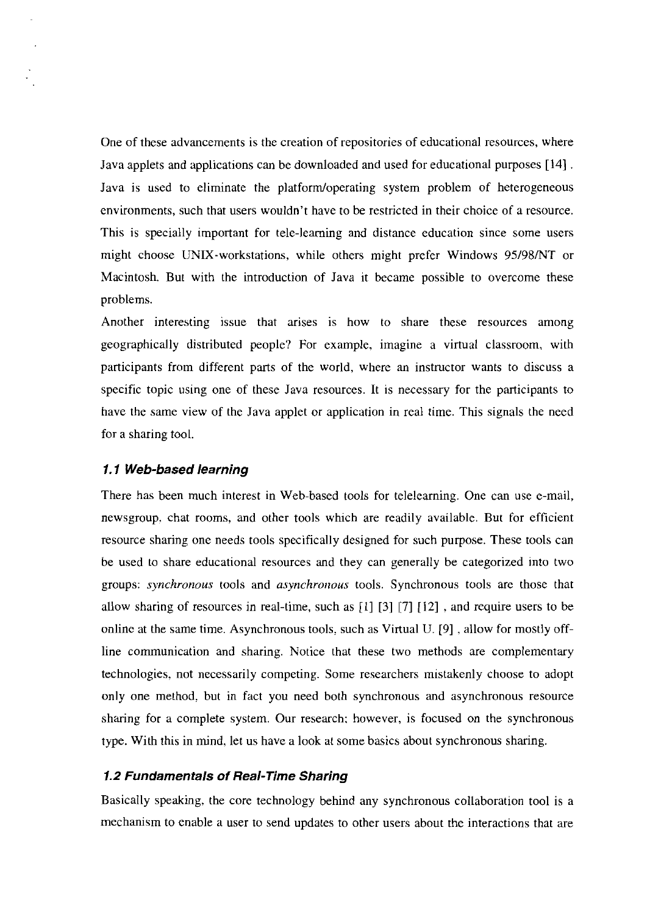One of these advancements is the creation of repositories of educational resources, where Java applets and applications can be downloaded and used for educational purposes [14] . Java is used to eliminate the platform/operating system problem of heterogeneous environments, such that users wouldn't have to be restricted in their choice of a resource. This is specially important for tele-learning and distance education since some users might choose UNIX-workstations, while others might prefer Windows 95/98/NT or Macintosh. But with the introduction of Java it became possible to overcome these problems.

Another interesting issue that arises is how to share these resources among geographically distributed people? For example, imagine a virtual classroom, with participants from different parts of the world, where an instructor wants to discuss a specific topic using one of these Java resources. It is necessary for the participants to have the same view of the Java applet or application in real time. This signals the need for a sharing tool.

### *1.1 Web-based learning*

There has been much interest in Web-based tools for telelearning. One can use e-mail, newsgroup, chat rooms, and other tools which are readily available. But for efficient resource sharing one needs tools specifically designed for such purpose. These tools can be used to share educational resources and they can generally be categorized into two groups: *synchronous* tools and *asynchronous* tools. Synchronous tools are those that allow sharing of resources in real-time, such as [1] [3] [7] [12] , and require users to be online at the same time. Asynchronous tools, such as Virtual U. [9] , allow for mostly off-line communication and sharing. Notice that these two methods are complementary technologies, not necessarily competing. Some researchers mistakenly choose to adopt only one method, but in fact you need both synchronous and asynchronous resource sharing for a complete system. Our research; however, is focused on the synchronous type. With this in mind, let us have a look at some basics about synchronous sharing.

### *1.2 Fundamentals of Real-Time Sharing*

Basically speaking, the core technology behind any synchronous collaboration tool is a mechanism to enable a user to send updates to other users about the interactions that are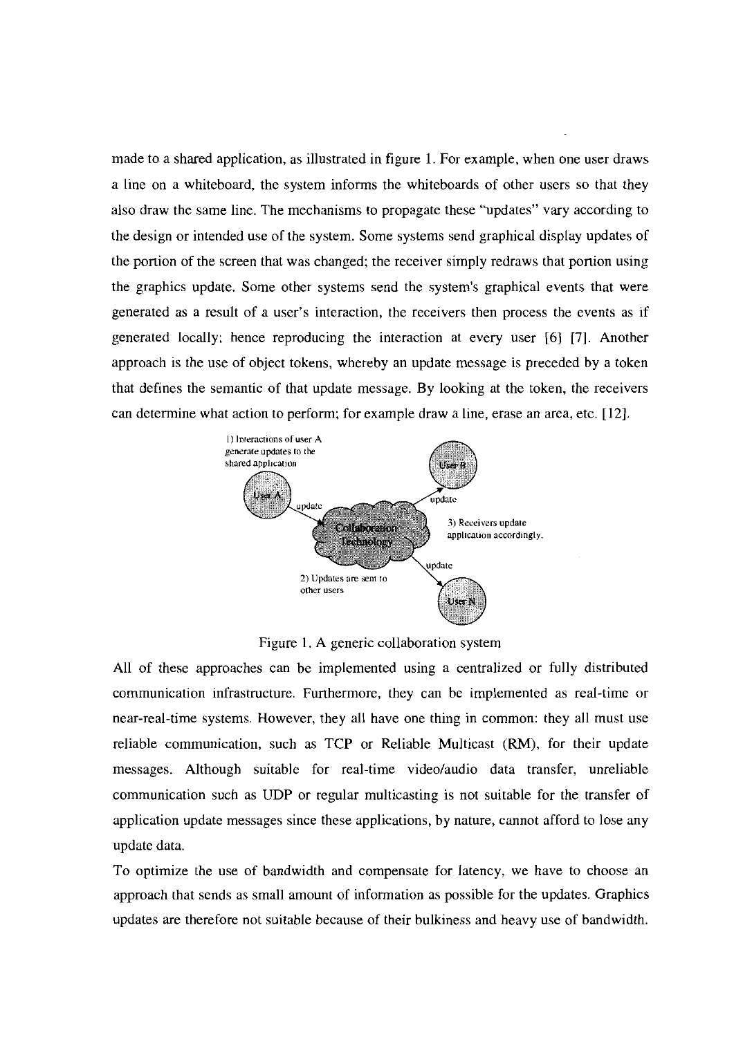made to a shared application, as illustrated in figure 1. For example, when one user draws a line on a whiteboard, the system informs the whiteboards of other users so that they also draw the same line. The mechanisms to propagate these "updates" vary according to the design or intended use of the system. Some systems send graphical display updates of the portion of the screen that was changed; the receiver simply redraws that portion using the graphics update. Some other systems send the system's graphical events that were generated as a result of a user's interaction, the receivers then process the events as if generated locally; hence reproducing the interaction at every user [6] [7]. Another approach is the use of object tokens, whereby an update message is preceded by a token that defines the semantic of that update message. By looking at the token, the receivers can determine what action to perform; for example draw a line, erase an area, etc. [12].

1) Interactions of user A generate updates to the shared application

User A — update → Collaboration Technology — update → User B; update → User N

2) Updates are sent to other users

3) Receivers update application accordingly.

Figure 1. A generic collaboration system

All of these approaches can be implemented using a centralized or fully distributed communication infrastructure. Furthermore, they can be implemented as real-time or near-real-time systems. However, they all have one thing in common: they all must use reliable communication, such as TCP or Reliable Multicast (RM), for their update messages. Although suitable for real-time video/audio data transfer, unreliable communication such as UDP or regular multicasting is not suitable for the transfer of application update messages since these applications, by nature, cannot afford to lose any update data.

To optimize the use of bandwidth and compensate for latency, we have to choose an approach that sends as small amount of information as possible for the updates. Graphics updates are therefore not suitable because of their bulkiness and heavy use of bandwidth.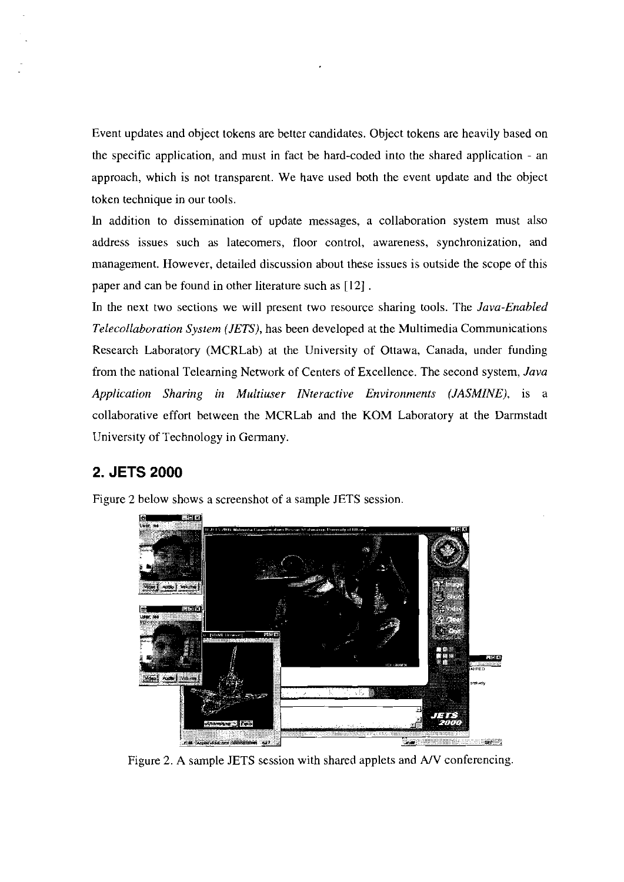Event updates and object tokens are better candidates. Object tokens are heavily based on the specific application, and must in fact be hard-coded into the shared application - an approach, which is not transparent. We have used both the event update and the object token technique in our tools.

In addition to dissemination of update messages, a collaboration system must also address issues such as latecomers, floor control, awareness, synchronization, and management. However, detailed discussion about these issues is outside the scope of this paper and can be found in other literature such as [12] .

In the next two sections we will present two resource sharing tools. The *Java-Enabled Telecollaboration System (JETS)*, has been developed at the Multimedia Communications Research Laboratory (MCRLab) at the University of Ottawa, Canada, under funding from the national Telearning Network of Centers of Excellence. The second system, *Java Application Sharing in Multiuser INteractive Environments (JASMINE)*, is a collaborative effort between the MCRLab and the KOM Laboratory at the Darmstadt University of Technology in Germany.

## 2. JETS 2000

Figure 2 below shows a screenshot of a sample JETS session.

Figure 2. A sample JETS session with shared applets and A/V conferencing.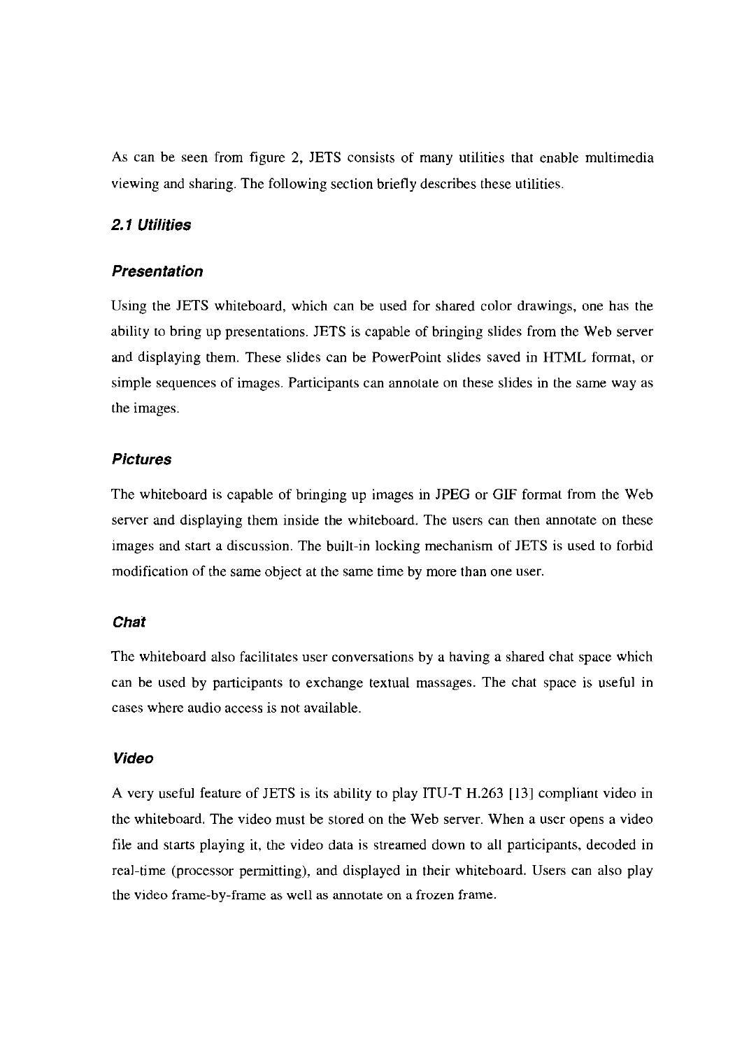As can be seen from figure 2, JETS consists of many utilities that enable multimedia viewing and sharing. The following section briefly describes these utilities.

## *2.1 Utilities*

### *Presentation*

Using the JETS whiteboard, which can be used for shared color drawings, one has the ability to bring up presentations. JETS is capable of bringing slides from the Web server and displaying them. These slides can be PowerPoint slides saved in HTML format, or simple sequences of images. Participants can annotate on these slides in the same way as the images.

### *Pictures*

The whiteboard is capable of bringing up images in JPEG or GIF format from the Web server and displaying them inside the whiteboard. The users can then annotate on these images and start a discussion. The built-in locking mechanism of JETS is used to forbid modification of the same object at the same time by more than one user.

### *Chat*

The whiteboard also facilitates user conversations by a having a shared chat space which can be used by participants to exchange textual massages. The chat space is useful in cases where audio access is not available.

### *Video*

A very useful feature of JETS is its ability to play ITU-T H.263 [13] compliant video in the whiteboard. The video must be stored on the Web server. When a user opens a video file and starts playing it, the video data is streamed down to all participants, decoded in real-time (processor permitting), and displayed in their whiteboard. Users can also play the video frame-by-frame as well as annotate on a frozen frame.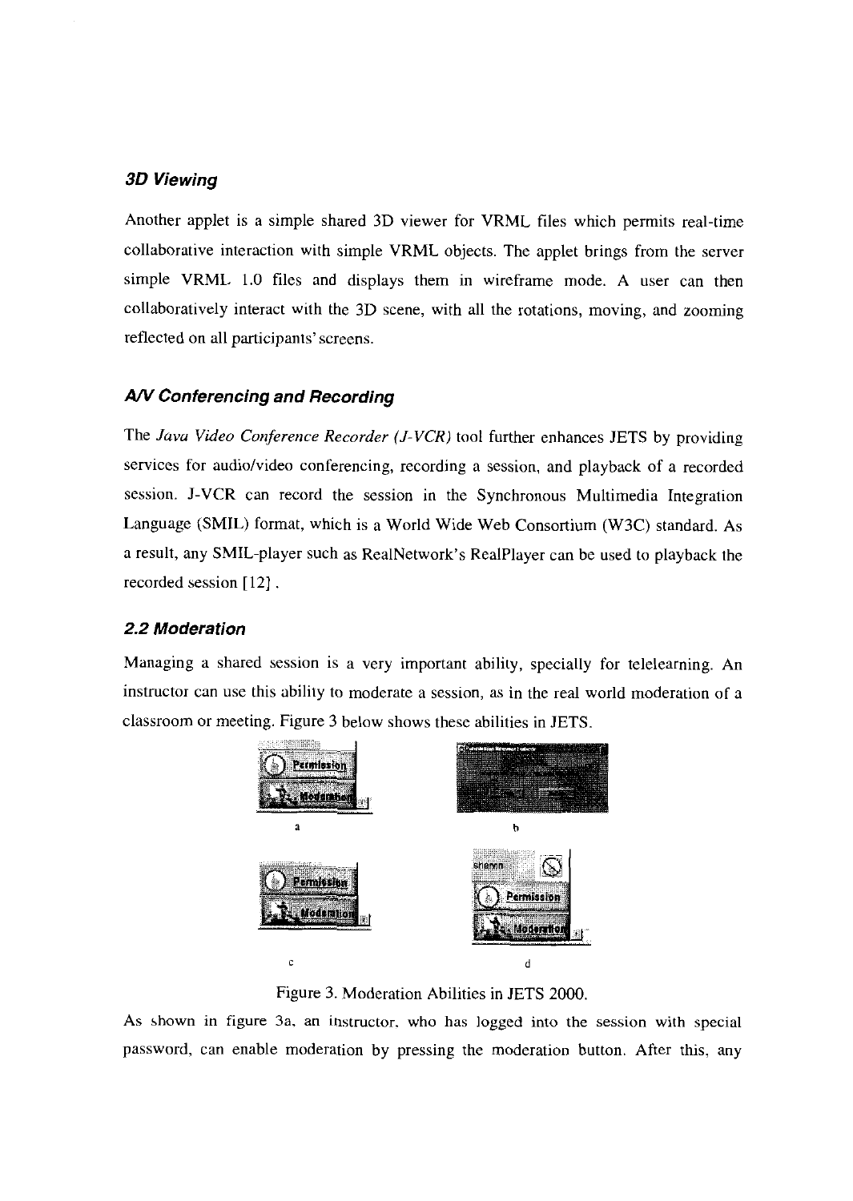### 3D Viewing

Another applet is a simple shared 3D viewer for VRML files which permits real-time collaborative interaction with simple VRML objects. The applet brings from the server simple VRML 1.0 files and displays them in wireframe mode. A user can then collaboratively interact with the 3D scene, with all the rotations, moving, and zooming reflected on all participants' screens.

### A/V Conferencing and Recording

The *Java Video Conference Recorder (J-VCR)* tool further enhances JETS by providing services for audio/video conferencing, recording a session, and playback of a recorded session. J-VCR can record the session in the Synchronous Multimedia Integration Language (SMIL) format, which is a World Wide Web Consortium (W3C) standard. As a result, any SMIL-player such as RealNetwork's RealPlayer can be used to playback the recorded session [12].

### 2.2 Moderation

Managing a shared session is a very important ability, specially for telelearning. An instructor can use this ability to moderate a session, as in the real world moderation of a classroom or meeting. Figure 3 below shows these abilities in JETS.

Figure 3. Moderation Abilities in JETS 2000.

As shown in figure 3a, an instructor, who has logged into the session with special password, can enable moderation by pressing the moderation button. After this, any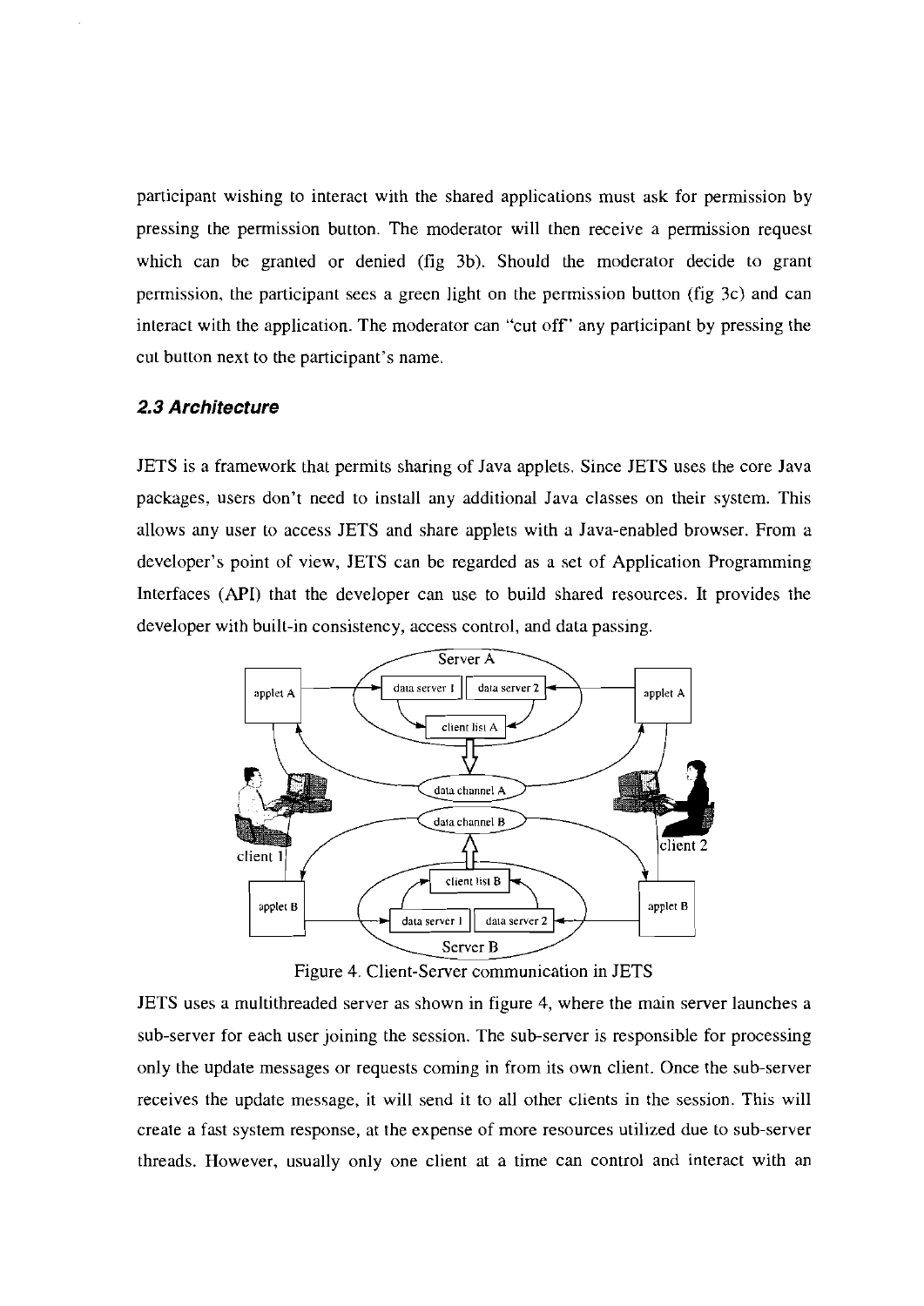participant wishing to interact with the shared applications must ask for permission by pressing the permission button. The moderator will then receive a permission request which can be granted or denied (fig 3b). Should the moderator decide to grant permission, the participant sees a green light on the permission button (fig 3c) and can interact with the application. The moderator can "cut off" any participant by pressing the cut button next to the participant's name.

### *2.3 Architecture*

JETS is a framework that permits sharing of Java applets. Since JETS uses the core Java packages, users don't need to install any additional Java classes on their system. This allows any user to access JETS and share applets with a Java-enabled browser. From a developer's point of view, JETS can be regarded as a set of Application Programming Interfaces (API) that the developer can use to build shared resources. It provides the developer with built-in consistency, access control, and data passing.

Figure 4. Client-Server communication in JETS

JETS uses a multithreaded server as shown in figure 4, where the main server launches a sub-server for each user joining the session. The sub-server is responsible for processing only the update messages or requests coming in from its own client. Once the sub-server receives the update message, it will send it to all other clients in the session. This will create a fast system response, at the expense of more resources utilized due to sub-server threads. However, usually only one client at a time can control and interact with an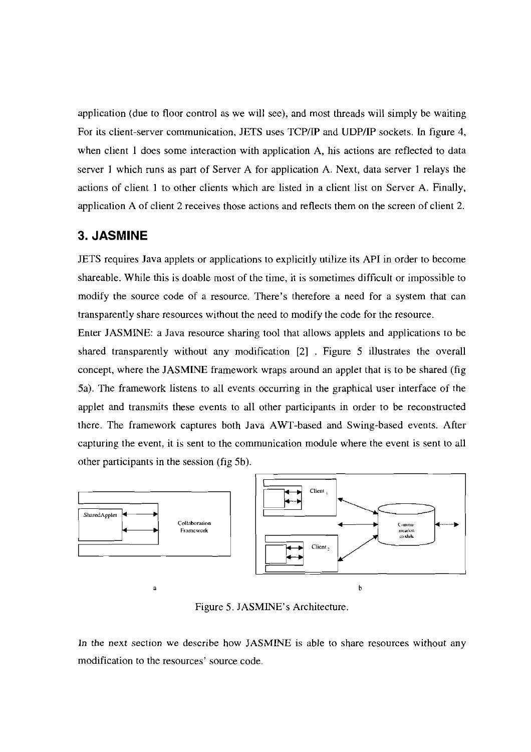application (due to floor control as we will see), and most threads will simply be waiting For its client-server communication, JETS uses TCP/IP and UDP/IP sockets. In figure 4, when client 1 does some interaction with application A, his actions are reflected to data server 1 which runs as part of Server A for application A. Next, data server 1 relays the actions of client 1 to other clients which are listed in a client list on Server A. Finally, application A of client 2 receives those actions and reflects them on the screen of client 2.

## 3. JASMINE

JETS requires Java applets or applications to explicitly utilize its API in order to become shareable. While this is doable most of the time, it is sometimes difficult or impossible to modify the source code of a resource. There's therefore a need for a system that can transparently share resources without the need to modify the code for the resource.

Enter JASMINE: a Java resource sharing tool that allows applets and applications to be shared transparently without any modification [2] . Figure 5 illustrates the overall concept, where the JASMINE framework wraps around an applet that is to be shared (fig 5a). The framework listens to all events occurring in the graphical user interface of the applet and transmits these events to all other participants in order to be reconstructed there. The framework captures both Java AWT-based and Swing-based events. After capturing the event, it is sent to the communication module where the event is sent to all other participants in the session (fig 5b).

SharedApplet

Collaboration Framework

Client 1

Client 2

Communication module

a

b

Figure 5. JASMINE's Architecture.

In the next section we describe how JASMINE is able to share resources without any modification to the resources' source code.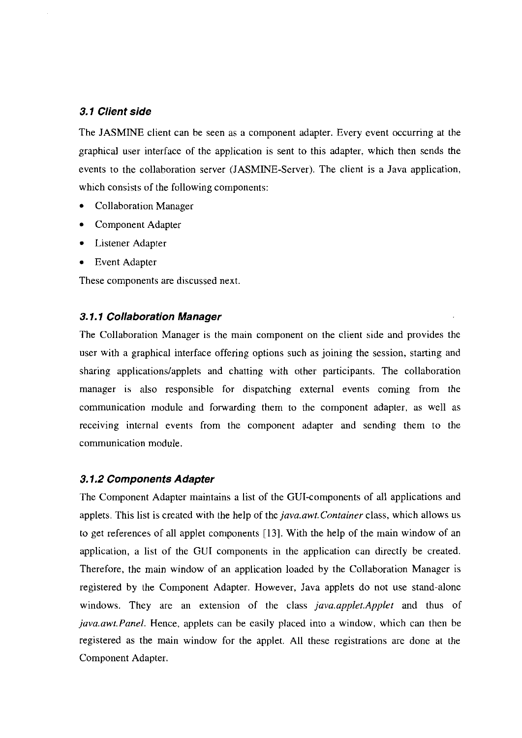### *3.1 Client side*

The JASMINE client can be seen as a component adapter. Every event occurring at the graphical user interface of the application is sent to this adapter, which then sends the events to the collaboration server (JASMINE-Server). The client is a Java application, which consists of the following components:

- Collaboration Manager
- Component Adapter
- Listener Adapter
- Event Adapter

These components are discussed next.

#### *3.1.1 Collaboration Manager*

The Collaboration Manager is the main component on the client side and provides the user with a graphical interface offering options such as joining the session, starting and sharing applications/applets and chatting with other participants. The collaboration manager is also responsible for dispatching external events coming from the communication module and forwarding them to the component adapter, as well as receiving internal events from the component adapter and sending them to the communication module.

#### *3.1.2 Components Adapter*

The Component Adapter maintains a list of the GUI-components of all applications and applets. This list is created with the help of the *java.awt.Container* class, which allows us to get references of all applet components [13]. With the help of the main window of an application, a list of the GUI components in the application can directly be created. Therefore, the main window of an application loaded by the Collaboration Manager is registered by the Component Adapter. However, Java applets do not use stand-alone windows. They are an extension of the class *java.applet.Applet* and thus of *java.awt.Panel*. Hence, applets can be easily placed into a window, which can then be registered as the main window for the applet. All these registrations are done at the Component Adapter.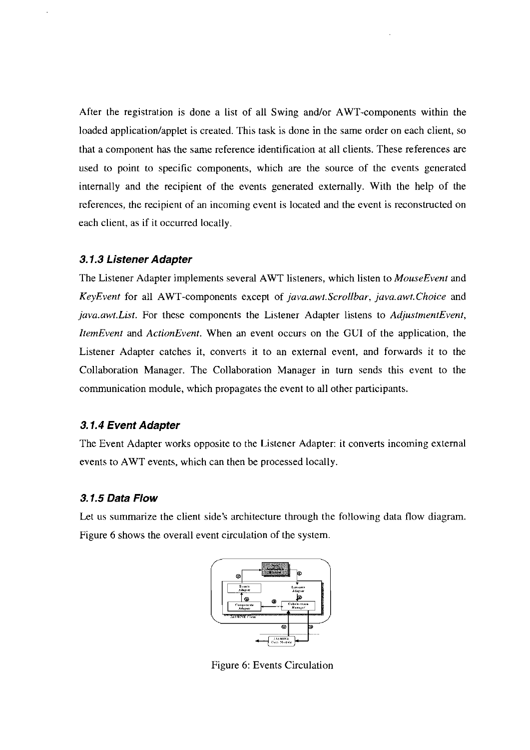After the registration is done a list of all Swing and/or AWT-components within the loaded application/applet is created. This task is done in the same order on each client, so that a component has the same reference identification at all clients. These references are used to point to specific components, which are the source of the events generated internally and the recipient of the events generated externally. With the help of the references, the recipient of an incoming event is located and the event is reconstructed on each client, as if it occurred locally.

### 3.1.3 Listener Adapter

The Listener Adapter implements several AWT listeners, which listen to *MouseEvent* and *KeyEvent* for all AWT-components except of *java.awt.Scrollbar*, *java.awt.Choice* and *java.awt.List*. For these components the Listener Adapter listens to *AdjustmentEvent*, *ItemEvent* and *ActionEvent*. When an event occurs on the GUI of the application, the Listener Adapter catches it, converts it to an external event, and forwards it to the Collaboration Manager. The Collaboration Manager in turn sends this event to the communication module, which propagates the event to all other participants.

### 3.1.4 Event Adapter

The Event Adapter works opposite to the Listener Adapter: it converts incoming external events to AWT events, which can then be processed locally.

### 3.1.5 Data Flow

Let us summarize the client side's architecture through the following data flow diagram. Figure 6 shows the overall event circulation of the system.

Figure 6: Events Circulation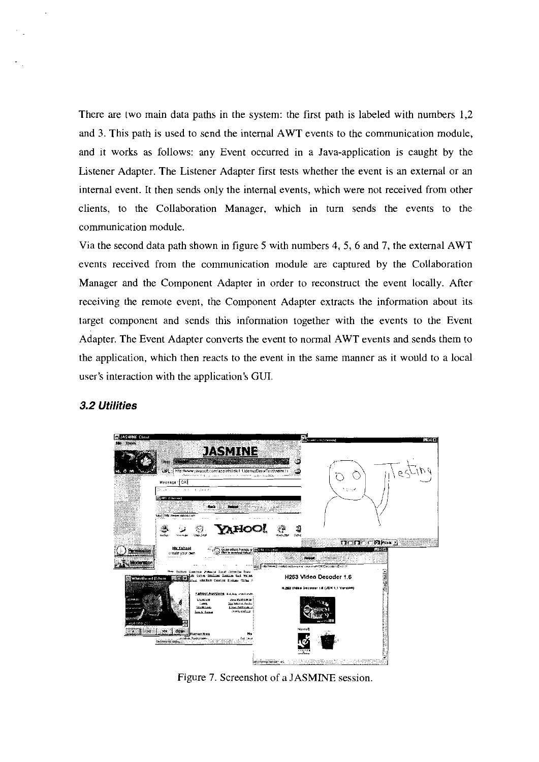There are two main data paths in the system: the first path is labeled with numbers 1,2 and 3. This path is used to send the internal AWT events to the communication module, and it works as follows: any Event occurred in a Java-application is caught by the Listener Adapter. The Listener Adapter first tests whether the event is an external or an internal event. It then sends only the internal events, which were not received from other clients, to the Collaboration Manager, which in turn sends the events to the communication module.

Via the second data path shown in figure 5 with numbers 4, 5, 6 and 7, the external AWT events received from the communication module are captured by the Collaboration Manager and the Component Adapter in order to reconstruct the event locally. After receiving the remote event, the Component Adapter extracts the information about its target component and sends this information together with the events to the Event Adapter. The Event Adapter converts the event to normal AWT events and sends them to the application, which then reacts to the event in the same manner as it would to a local user's interaction with the application's GUI.

### *3.2 Utilities*

Figure 7. Screenshot of a JASMINE session.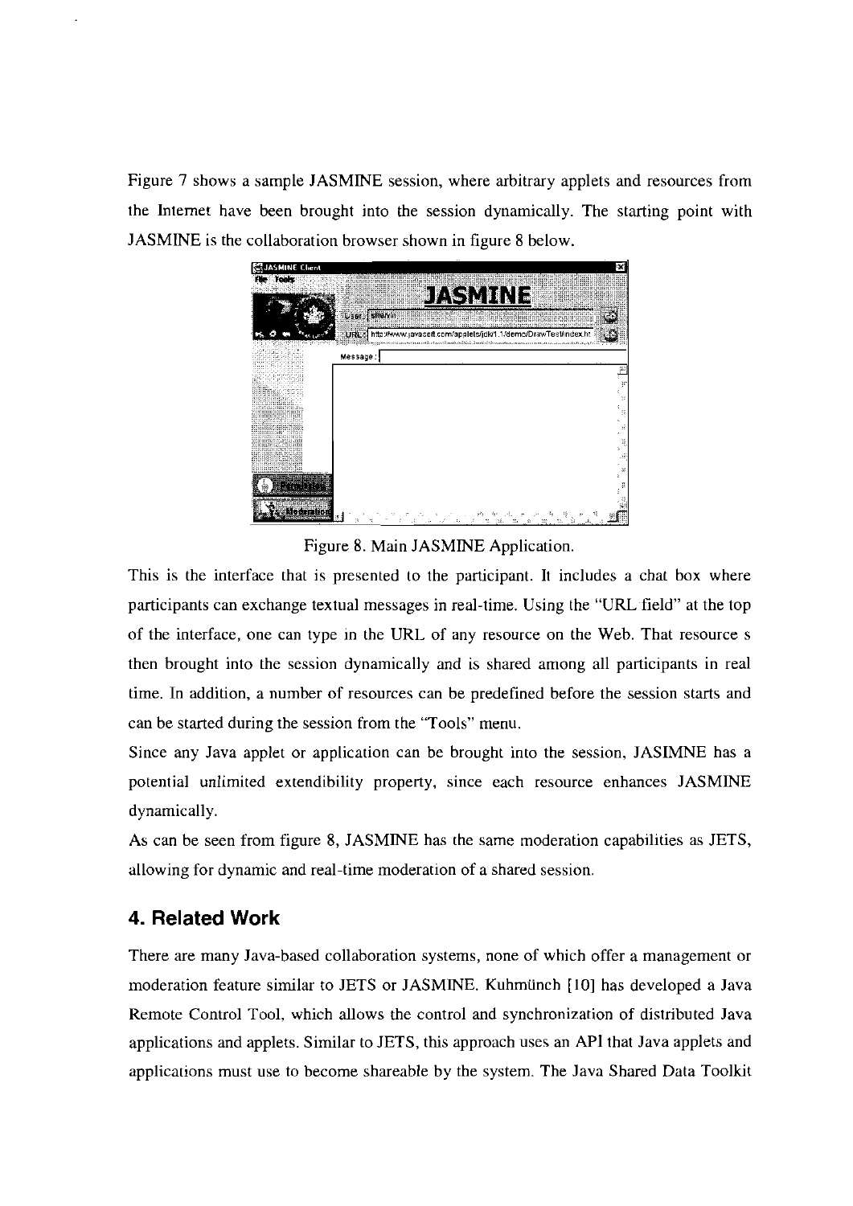Figure 7 shows a sample JASMINE session, where arbitrary applets and resources from the Internet have been brought into the session dynamically. The starting point with JASMINE is the collaboration browser shown in figure 8 below.

Figure 8. Main JASMINE Application.

This is the interface that is presented to the participant. It includes a chat box where participants can exchange textual messages in real-time. Using the "URL field" at the top of the interface, one can type in the URL of any resource on the Web. That resource s then brought into the session dynamically and is shared among all participants in real time. In addition, a number of resources can be predefined before the session starts and can be started during the session from the "Tools" menu.

Since any Java applet or application can be brought into the session, JASIMNE has a potential unlimited extendibility property, since each resource enhances JASMINE dynamically.

As can be seen from figure 8, JASMINE has the same moderation capabilities as JETS, allowing for dynamic and real-time moderation of a shared session.

## 4. Related Work

There are many Java-based collaboration systems, none of which offer a management or moderation feature similar to JETS or JASMINE. Kuhmünch [10] has developed a Java Remote Control Tool, which allows the control and synchronization of distributed Java applications and applets. Similar to JETS, this approach uses an API that Java applets and applications must use to become shareable by the system. The Java Shared Data Toolkit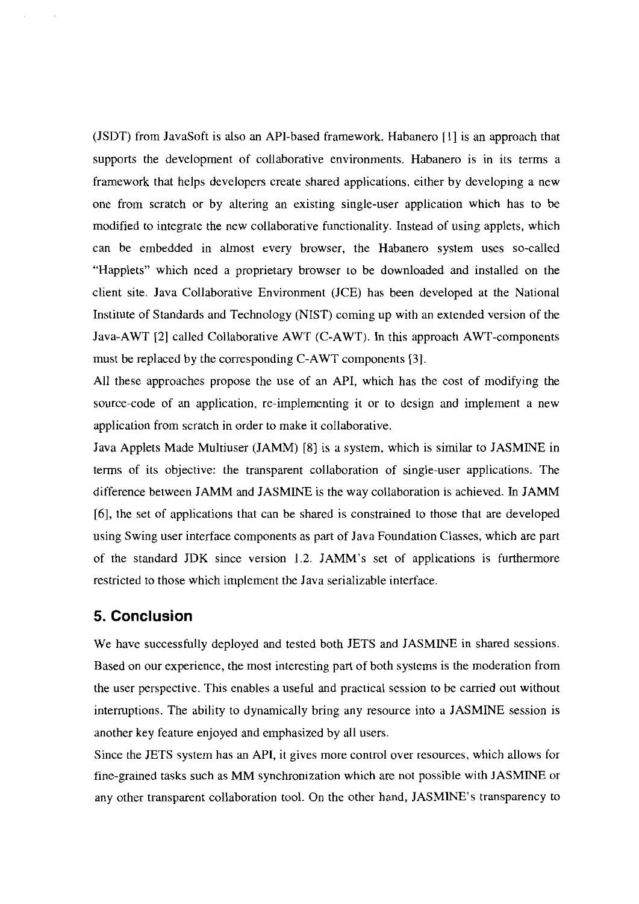(JSDT) from JavaSoft is also an API-based framework. Habanero [1] is an approach that supports the development of collaborative environments. Habanero is in its terms a framework that helps developers create shared applications, either by developing a new one from scratch or by altering an existing single-user application which has to be modified to integrate the new collaborative functionality. Instead of using applets, which can be embedded in almost every browser, the Habanero system uses so-called "Happlets" which need a proprietary browser to be downloaded and installed on the client site. Java Collaborative Environment (JCE) has been developed at the National Institute of Standards and Technology (NIST) coming up with an extended version of the Java-AWT [2] called Collaborative AWT (C-AWT). In this approach AWT-components must be replaced by the corresponding C-AWT components [3].

All these approaches propose the use of an API, which has the cost of modifying the source-code of an application, re-implementing it or to design and implement a new application from scratch in order to make it collaborative.

Java Applets Made Multiuser (JAMM) [8] is a system, which is similar to JASMINE in terms of its objective: the transparent collaboration of single-user applications. The difference between JAMM and JASMINE is the way collaboration is achieved. In JAMM [6], the set of applications that can be shared is constrained to those that are developed using Swing user interface components as part of Java Foundation Classes, which are part of the standard JDK since version 1.2. JAMM's set of applications is furthermore restricted to those which implement the Java serializable interface.

## 5. Conclusion

We have successfully deployed and tested both JETS and JASMINE in shared sessions. Based on our experience, the most interesting part of both systems is the moderation from the user perspective. This enables a useful and practical session to be carried out without interruptions. The ability to dynamically bring any resource into a JASMINE session is another key feature enjoyed and emphasized by all users.

Since the JETS system has an API, it gives more control over resources, which allows for fine-grained tasks such as MM synchronization which are not possible with JASMINE or any other transparent collaboration tool. On the other hand, JASMINE's transparency to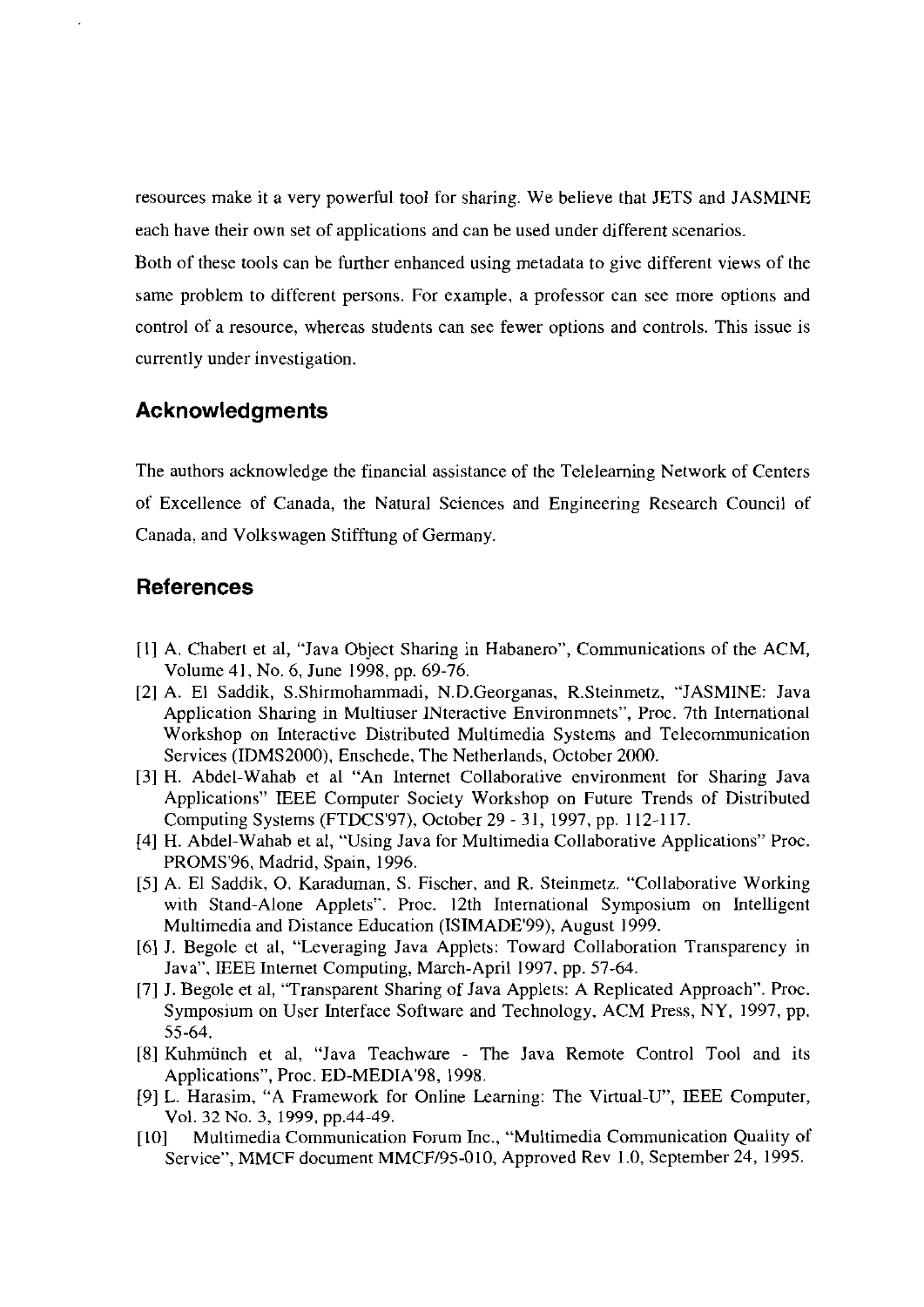resources make it a very powerful tool for sharing. We believe that JETS and JASMINE each have their own set of applications and can be used under different scenarios.

Both of these tools can be further enhanced using metadata to give different views of the same problem to different persons. For example, a professor can see more options and control of a resource, whereas students can see fewer options and controls. This issue is currently under investigation.

## Acknowledgments

The authors acknowledge the financial assistance of the Telelearning Network of Centers of Excellence of Canada, the Natural Sciences and Engineering Research Council of Canada, and Volkswagen Stifftung of Germany.

## References

[1] A. Chabert et al, "Java Object Sharing in Habanero", Communications of the ACM, Volume 41, No. 6, June 1998, pp. 69-76.

[2] A. El Saddik, S.Shirmohammadi, N.D.Georganas, R.Steinmetz, "JASMINE: Java Application Sharing in Multiuser INteractive Environmnets", Proc. 7th International Workshop on Interactive Distributed Multimedia Systems and Telecommunication Services (IDMS2000), Enschede, The Netherlands, October 2000.

[3] H. Abdel-Wahab et al "An Internet Collaborative environment for Sharing Java Applications" IEEE Computer Society Workshop on Future Trends of Distributed Computing Systems (FTDCS'97), October 29 - 31, 1997, pp. 112-117.

[4] H. Abdel-Wahab et al, "Using Java for Multimedia Collaborative Applications" Proc. PROMS'96, Madrid, Spain, 1996.

[5] A. El Saddik, O. Karaduman, S. Fischer, and R. Steinmetz. "Collaborative Working with Stand-Alone Applets". Proc. 12th International Symposium on Intelligent Multimedia and Distance Education (ISIMADE'99), August 1999.

[6] J. Begole et al, "Leveraging Java Applets: Toward Collaboration Transparency in Java", IEEE Internet Computing, March-April 1997, pp. 57-64.

[7] J. Begole et al, "Transparent Sharing of Java Applets: A Replicated Approach". Proc. Symposium on User Interface Software and Technology, ACM Press, NY, 1997, pp. 55-64.

[8] Kuhmünch et al, "Java Teachware - The Java Remote Control Tool and its Applications", Proc. ED-MEDIA'98, 1998.

[9] L. Harasim, "A Framework for Online Learning: The Virtual-U", IEEE Computer, Vol. 32 No. 3, 1999, pp.44-49.

[10] Multimedia Communication Forum Inc., "Multimedia Communication Quality of Service", MMCF document MMCF/95-010, Approved Rev 1.0, September 24, 1995.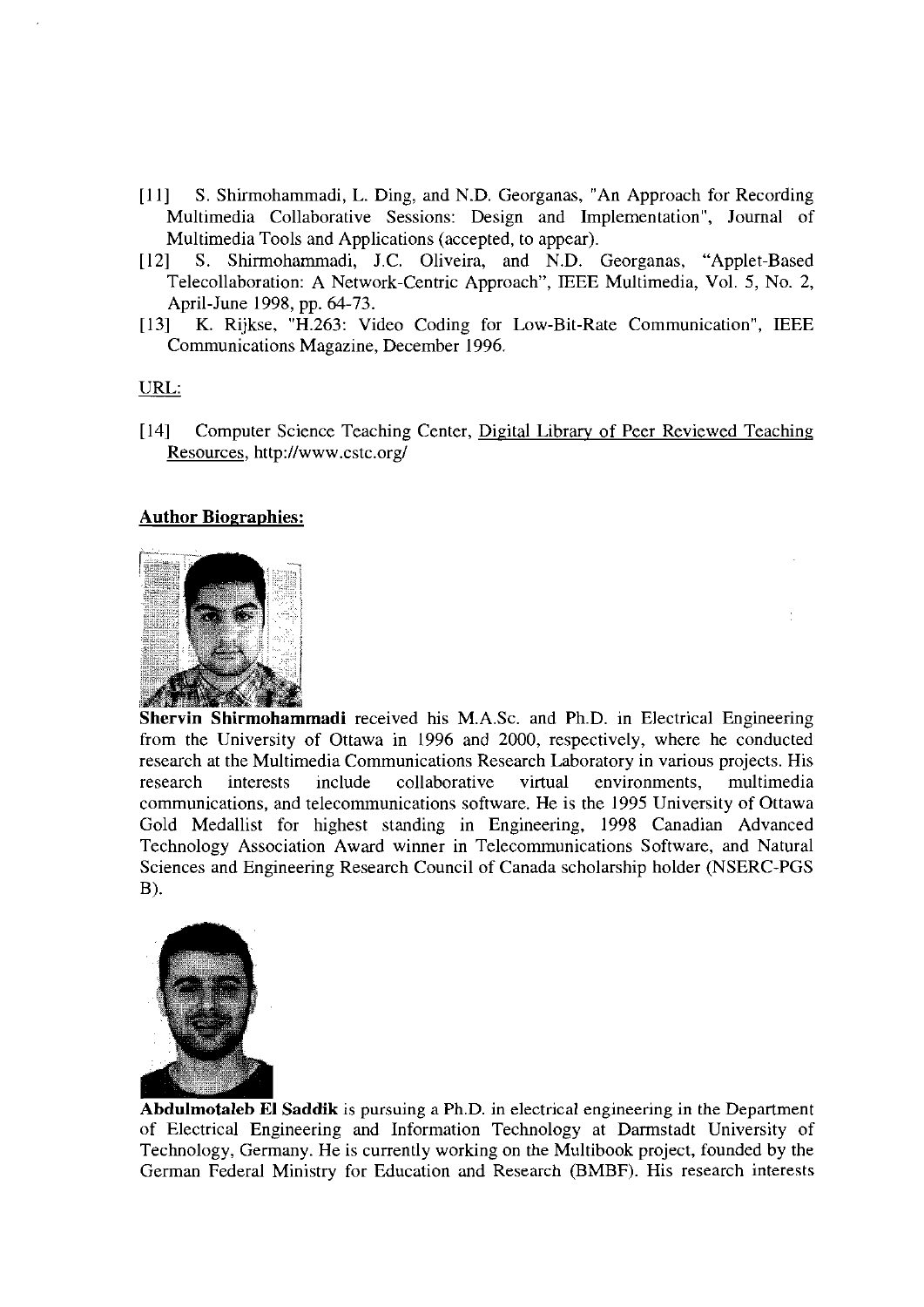[11] S. Shirmohammadi, L. Ding, and N.D. Georganas, "An Approach for Recording Multimedia Collaborative Sessions: Design and Implementation", Journal of Multimedia Tools and Applications (accepted, to appear).

[12] S. Shirmohammadi, J.C. Oliveira, and N.D. Georganas, "Applet-Based Telecollaboration: A Network-Centric Approach", IEEE Multimedia, Vol. 5, No. 2, April-June 1998, pp. 64-73.

[13] K. Rijkse, "H.263: Video Coding for Low-Bit-Rate Communication", IEEE Communications Magazine, December 1996.

URL:

[14] Computer Science Teaching Center, Digital Library of Peer Reviewed Teaching Resources, http://www.cstc.org/

## Author Biographies:

**Shervin Shirmohammadi** received his M.A.Sc. and Ph.D. in Electrical Engineering from the University of Ottawa in 1996 and 2000, respectively, where he conducted research at the Multimedia Communications Research Laboratory in various projects. His research interests include collaborative virtual environments, multimedia communications, and telecommunications software. He is the 1995 University of Ottawa Gold Medallist for highest standing in Engineering, 1998 Canadian Advanced Technology Association Award winner in Telecommunications Software, and Natural Sciences and Engineering Research Council of Canada scholarship holder (NSERC-PGS B).

**Abdulmotaleb El Saddik** is pursuing a Ph.D. in electrical engineering in the Department of Electrical Engineering and Information Technology at Darmstadt University of Technology, Germany. He is currently working on the Multibook project, founded by the German Federal Ministry for Education and Research (BMBF). His research interests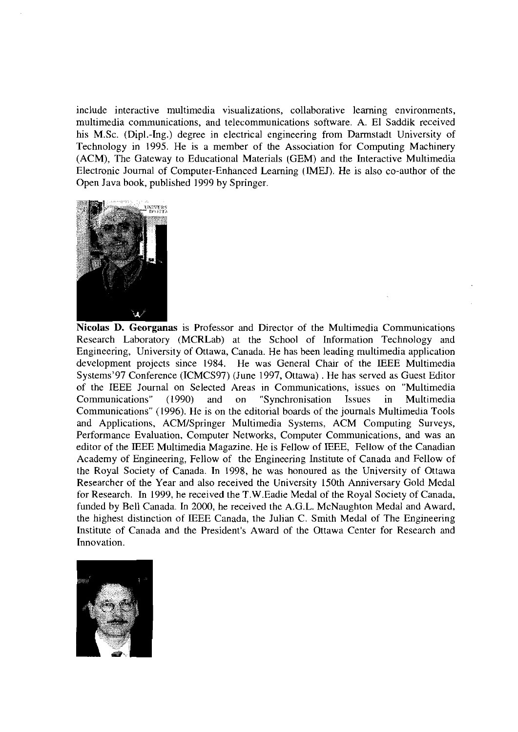include interactive multimedia visualizations, collaborative learning environments, multimedia communications, and telecommunications software. A. El Saddik received his M.Sc. (Dipl.-Ing.) degree in electrical engineering from Darmstadt University of Technology in 1995. He is a member of the Association for Computing Machinery (ACM), The Gateway to Educational Materials (GEM) and the Interactive Multimedia Electronic Journal of Computer-Enhanced Learning (IMEJ). He is also co-author of the Open Java book, published 1999 by Springer.

**Nicolas D. Georganas** is Professor and Director of the Multimedia Communications Research Laboratory (MCRLab) at the School of Information Technology and Engineering, University of Ottawa, Canada. He has been leading multimedia application development projects since 1984. He was General Chair of the IEEE Multimedia Systems'97 Conference (ICMCS97) (June 1997, Ottawa). He has served as Guest Editor of the IEEE Journal on Selected Areas in Communications, issues on "Multimedia Communications" (1990) and on "Synchronisation Issues in Multimedia Communications" (1996). He is on the editorial boards of the journals Multimedia Tools and Applications, ACM/Springer Multimedia Systems, ACM Computing Surveys, Performance Evaluation, Computer Networks, Computer Communications, and was an editor of the IEEE Multimedia Magazine. He is Fellow of IEEE, Fellow of the Canadian Academy of Engineering, Fellow of the Engineering Institute of Canada and Fellow of the Royal Society of Canada. In 1998, he was honoured as the University of Ottawa Researcher of the Year and also received the University 150th Anniversary Gold Medal for Research. In 1999, he received the T.W.Eadie Medal of the Royal Society of Canada, funded by Bell Canada. In 2000, he received the A.G.L. McNaughton Medal and Award, the highest distinction of IEEE Canada, the Julian C. Smith Medal of The Engineering Institute of Canada and the President's Award of the Ottawa Center for Research and Innovation.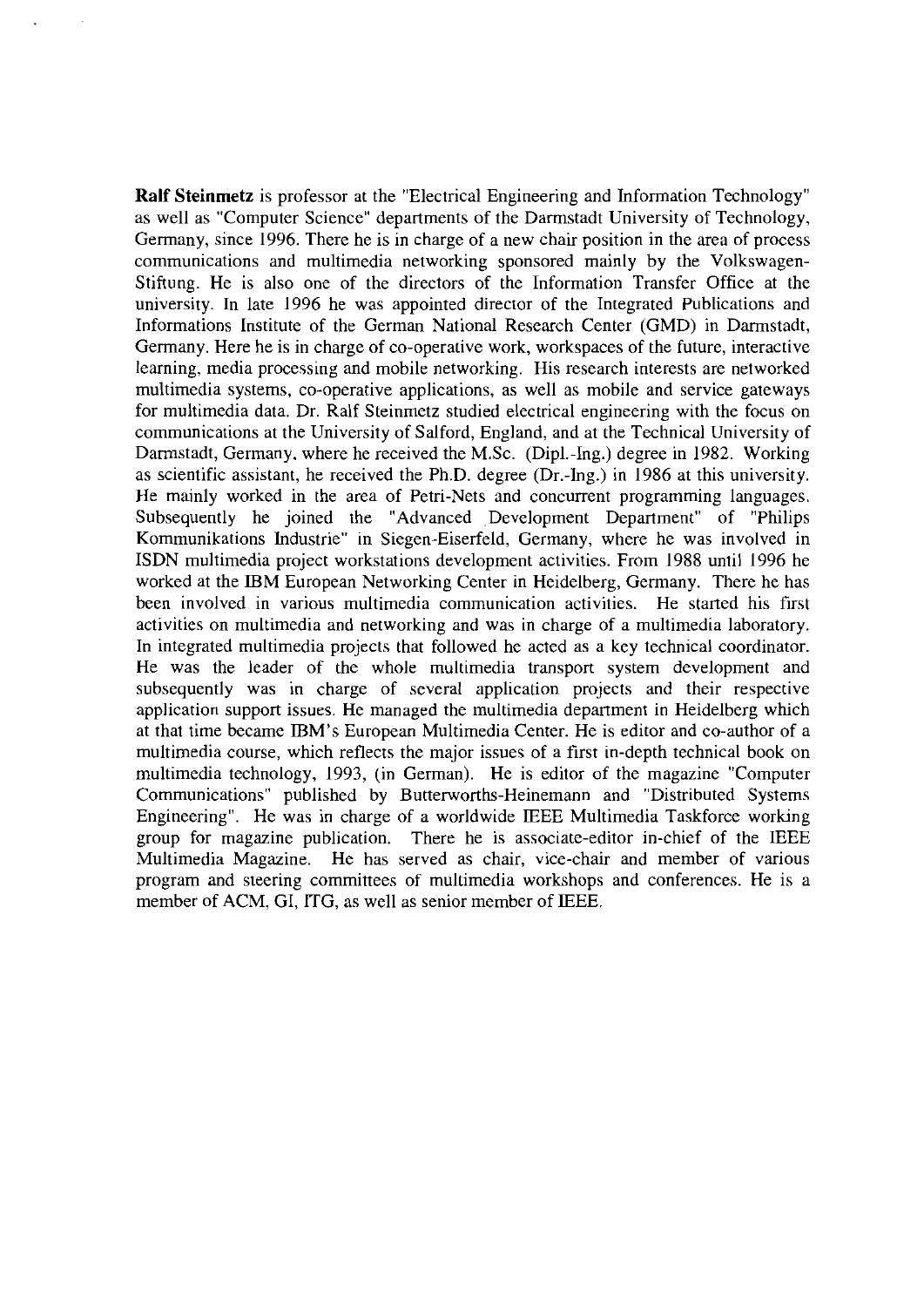**Ralf Steinmetz** is professor at the "Electrical Engineering and Information Technology" as well as "Computer Science" departments of the Darmstadt University of Technology, Germany, since 1996. There he is in charge of a new chair position in the area of process communications and multimedia networking sponsored mainly by the Volkswagen-Stiftung. He is also one of the directors of the Information Transfer Office at the university. In late 1996 he was appointed director of the Integrated Publications and Informations Institute of the German National Research Center (GMD) in Darmstadt, Germany. Here he is in charge of co-operative work, workspaces of the future, interactive learning, media processing and mobile networking. His research interests are networked multimedia systems, co-operative applications, as well as mobile and service gateways for multimedia data. Dr. Ralf Steinmetz studied electrical engineering with the focus on communications at the University of Salford, England, and at the Technical University of Darmstadt, Germany, where he received the M.Sc. (Dipl.-Ing.) degree in 1982. Working as scientific assistant, he received the Ph.D. degree (Dr.-Ing.) in 1986 at this university. He mainly worked in the area of Petri-Nets and concurrent programming languages. Subsequently he joined the "Advanced Development Department" of "Philips Kommunikations Industrie" in Siegen-Eiserfeld, Germany, where he was involved in ISDN multimedia project workstations development activities. From 1988 until 1996 he worked at the IBM European Networking Center in Heidelberg, Germany. There he has been involved in various multimedia communication activities. He started his first activities on multimedia and networking and was in charge of a multimedia laboratory. In integrated multimedia projects that followed he acted as a key technical coordinator. He was the leader of the whole multimedia transport system development and subsequently was in charge of several application projects and their respective application support issues. He managed the multimedia department in Heidelberg which at that time became IBM's European Multimedia Center. He is editor and co-author of a multimedia course, which reflects the major issues of a first in-depth technical book on multimedia technology, 1993, (in German). He is editor of the magazine "Computer Communications" published by Butterworths-Heinemann and "Distributed Systems Engineering". He was in charge of a worldwide IEEE Multimedia Taskforce working group for magazine publication. There he is associate-editor in-chief of the IEEE Multimedia Magazine. He has served as chair, vice-chair and member of various program and steering committees of multimedia workshops and conferences. He is a member of ACM, GI, ITG, as well as senior member of IEEE.